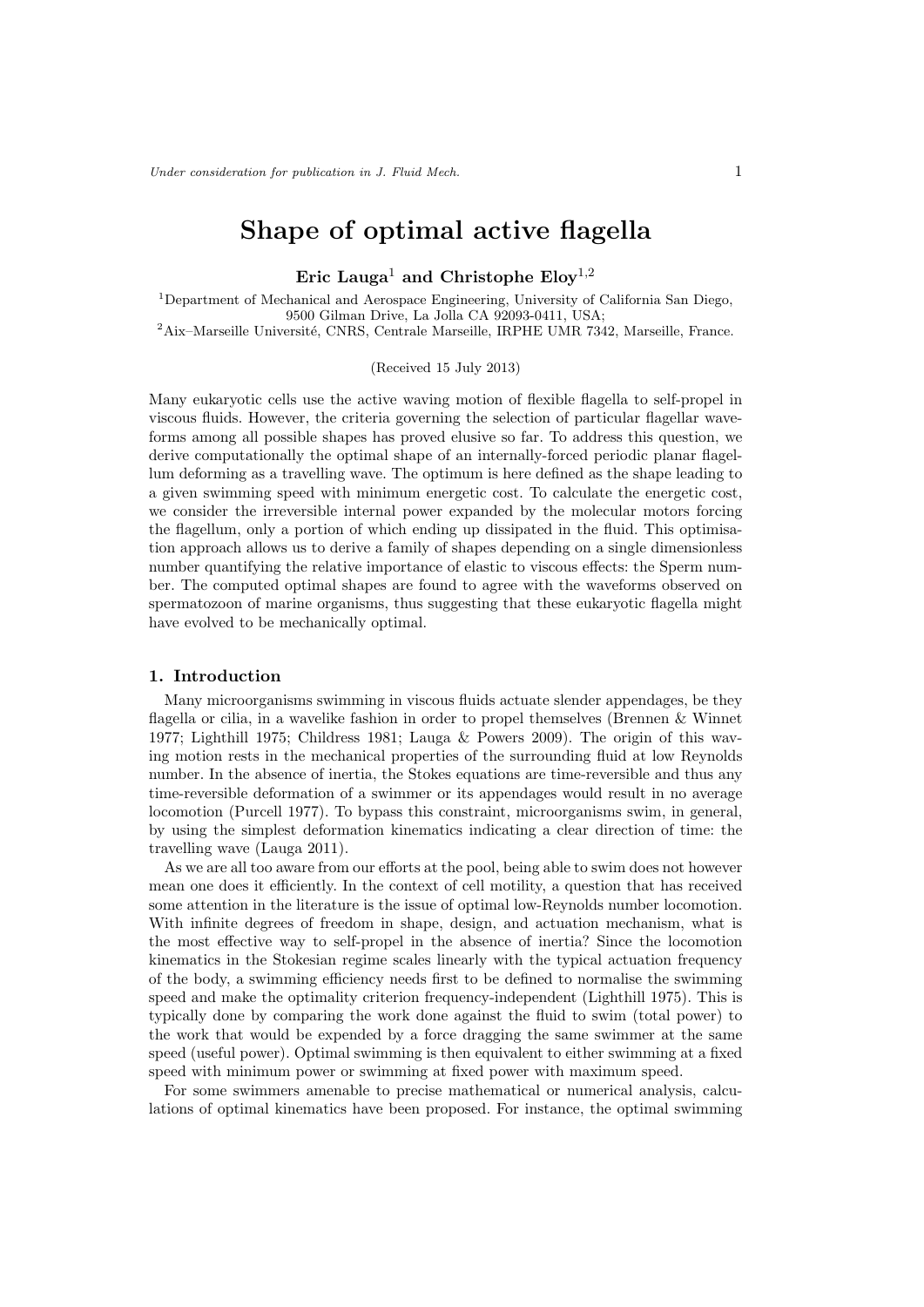# Shape of optimal active flagella

**Eric Lauga**[1] **and Christophe Eloy**[1,2]

[1]Department of Mechanical and Aerospace Engineering, University of California San Diego, 9500 Gilman Drive, La Jolla CA 92093-0411, USA;
[2]Aix–Marseille Université, CNRS, Centrale Marseille, IRPHE UMR 7342, Marseille, France.

(Received 15 July 2013)

Many eukaryotic cells use the active waving motion of flexible flagella to self-propel in viscous fluids. However, the criteria governing the selection of particular flagellar waveforms among all possible shapes has proved elusive so far. To address this question, we derive computationally the optimal shape of an internally-forced periodic planar flagellum deforming as a travelling wave. The optimum is here defined as the shape leading to a given swimming speed with minimum energetic cost. To calculate the energetic cost, we consider the irreversible internal power expanded by the molecular motors forcing the flagellum, only a portion of which ending up dissipated in the fluid. This optimisation approach allows us to derive a family of shapes depending on a single dimensionless number quantifying the relative importance of elastic to viscous effects: the Sperm number. The computed optimal shapes are found to agree with the waveforms observed on spermatozoon of marine organisms, thus suggesting that these eukaryotic flagella might have evolved to be mechanically optimal.

## 1. Introduction

Many microorganisms swimming in viscous fluids actuate slender appendages, be they flagella or cilia, in a wavelike fashion in order to propel themselves (Brennen & Winnet 1977; Lighthill 1975; Childress 1981; Lauga & Powers 2009). The origin of this waving motion rests in the mechanical properties of the surrounding fluid at low Reynolds number. In the absence of inertia, the Stokes equations are time-reversible and thus any time-reversible deformation of a swimmer or its appendages would result in no average locomotion (Purcell 1977). To bypass this constraint, microorganisms swim, in general, by using the simplest deformation kinematics indicating a clear direction of time: the travelling wave (Lauga 2011).

As we are all too aware from our efforts at the pool, being able to swim does not however mean one does it efficiently. In the context of cell motility, a question that has received some attention in the literature is the issue of optimal low-Reynolds number locomotion. With infinite degrees of freedom in shape, design, and actuation mechanism, what is the most effective way to self-propel in the absence of inertia? Since the locomotion kinematics in the Stokesian regime scales linearly with the typical actuation frequency of the body, a swimming efficiency needs first to be defined to normalise the swimming speed and make the optimality criterion frequency-independent (Lighthill 1975). This is typically done by comparing the work done against the fluid to swim (total power) to the work that would be expended by a force dragging the same swimmer at the same speed (useful power). Optimal swimming is then equivalent to either swimming at a fixed speed with minimum power or swimming at fixed power with maximum speed.

For some swimmers amenable to precise mathematical or numerical analysis, calculations of optimal kinematics have been proposed. For instance, the optimal swimming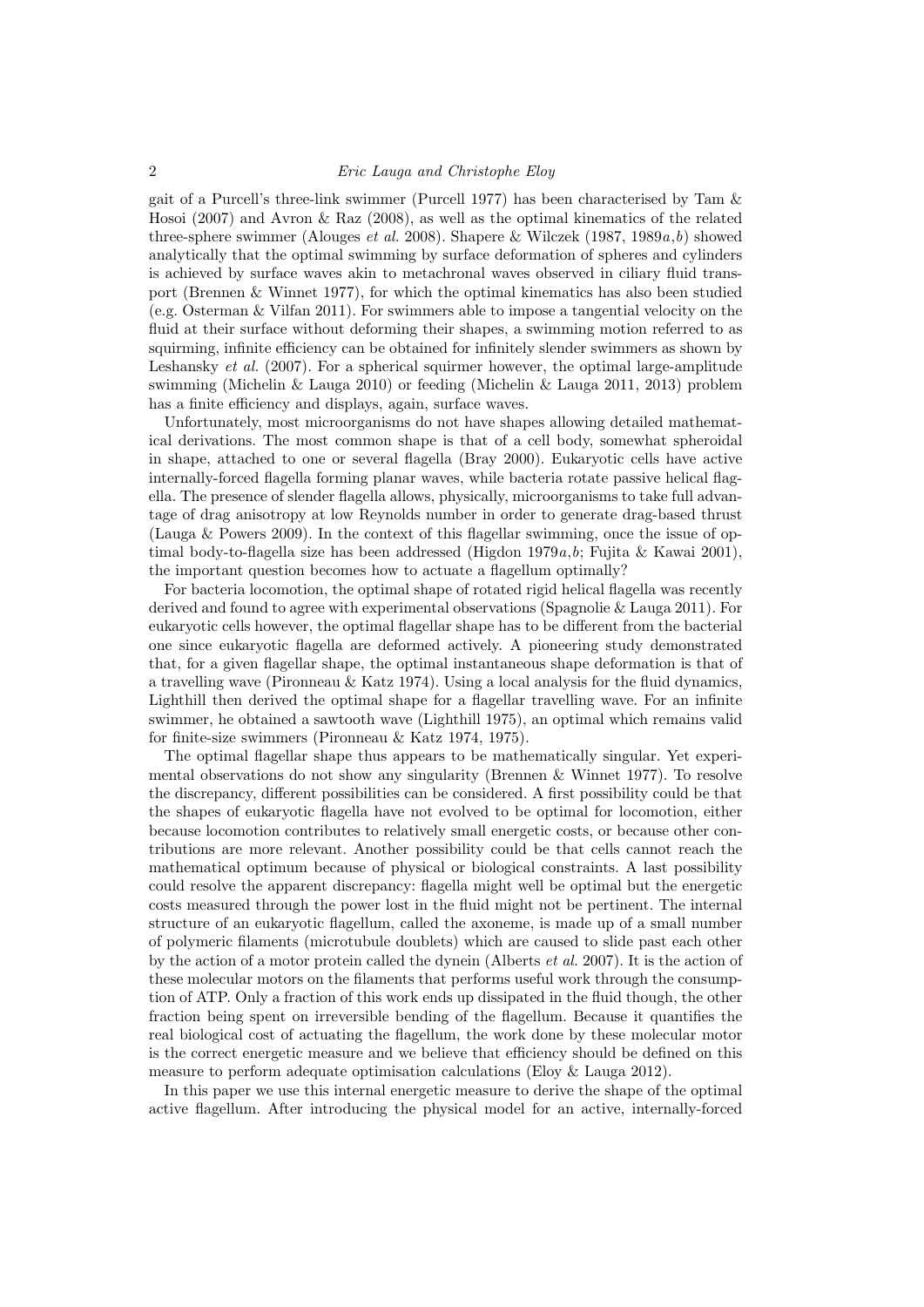gait of a Purcell's three-link swimmer (Purcell 1977) has been characterised by Tam & Hosoi (2007) and Avron & Raz (2008), as well as the optimal kinematics of the related three-sphere swimmer (Alouges *et al.* 2008). Shapere & Wilczek (1987, 1989*a*,*b*) showed analytically that the optimal swimming by surface deformation of spheres and cylinders is achieved by surface waves akin to metachronal waves observed in ciliary fluid transport (Brennen & Winnet 1977), for which the optimal kinematics has also been studied (e.g. Osterman & Vilfan 2011). For swimmers able to impose a tangential velocity on the fluid at their surface without deforming their shapes, a swimming motion referred to as squirming, infinite efficiency can be obtained for infinitely slender swimmers as shown by Leshansky *et al.* (2007). For a spherical squirmer however, the optimal large-amplitude swimming (Michelin & Lauga 2010) or feeding (Michelin & Lauga 2011, 2013) problem has a finite efficiency and displays, again, surface waves.

Unfortunately, most microorganisms do not have shapes allowing detailed mathematical derivations. The most common shape is that of a cell body, somewhat spheroidal in shape, attached to one or several flagella (Bray 2000). Eukaryotic cells have active internally-forced flagella forming planar waves, while bacteria rotate passive helical flagella. The presence of slender flagella allows, physically, microorganisms to take full advantage of drag anisotropy at low Reynolds number in order to generate drag-based thrust (Lauga & Powers 2009). In the context of this flagellar swimming, once the issue of optimal body-to-flagella size has been addressed (Higdon 1979*a*,*b*; Fujita & Kawai 2001), the important question becomes how to actuate a flagellum optimally?

For bacteria locomotion, the optimal shape of rotated rigid helical flagella was recently derived and found to agree with experimental observations (Spagnolie & Lauga 2011). For eukaryotic cells however, the optimal flagellar shape has to be different from the bacterial one since eukaryotic flagella are deformed actively. A pioneering study demonstrated that, for a given flagellar shape, the optimal instantaneous shape deformation is that of a travelling wave (Pironneau & Katz 1974). Using a local analysis for the fluid dynamics, Lighthill then derived the optimal shape for a flagellar travelling wave. For an infinite swimmer, he obtained a sawtooth wave (Lighthill 1975), an optimal which remains valid for finite-size swimmers (Pironneau & Katz 1974, 1975).

The optimal flagellar shape thus appears to be mathematically singular. Yet experimental observations do not show any singularity (Brennen & Winnet 1977). To resolve the discrepancy, different possibilities can be considered. A first possibility could be that the shapes of eukaryotic flagella have not evolved to be optimal for locomotion, either because locomotion contributes to relatively small energetic costs, or because other contributions are more relevant. Another possibility could be that cells cannot reach the mathematical optimum because of physical or biological constraints. A last possibility could resolve the apparent discrepancy: flagella might well be optimal but the energetic costs measured through the power lost in the fluid might not be pertinent. The internal structure of an eukaryotic flagellum, called the axoneme, is made up of a small number of polymeric filaments (microtubule doublets) which are caused to slide past each other by the action of a motor protein called the dynein (Alberts *et al.* 2007). It is the action of these molecular motors on the filaments that performs useful work through the consumption of ATP. Only a fraction of this work ends up dissipated in the fluid though, the other fraction being spent on irreversible bending of the flagellum. Because it quantifies the real biological cost of actuating the flagellum, the work done by these molecular motor is the correct energetic measure and we believe that efficiency should be defined on this measure to perform adequate optimisation calculations (Eloy & Lauga 2012).

In this paper we use this internal energetic measure to derive the shape of the optimal active flagellum. After introducing the physical model for an active, internally-forced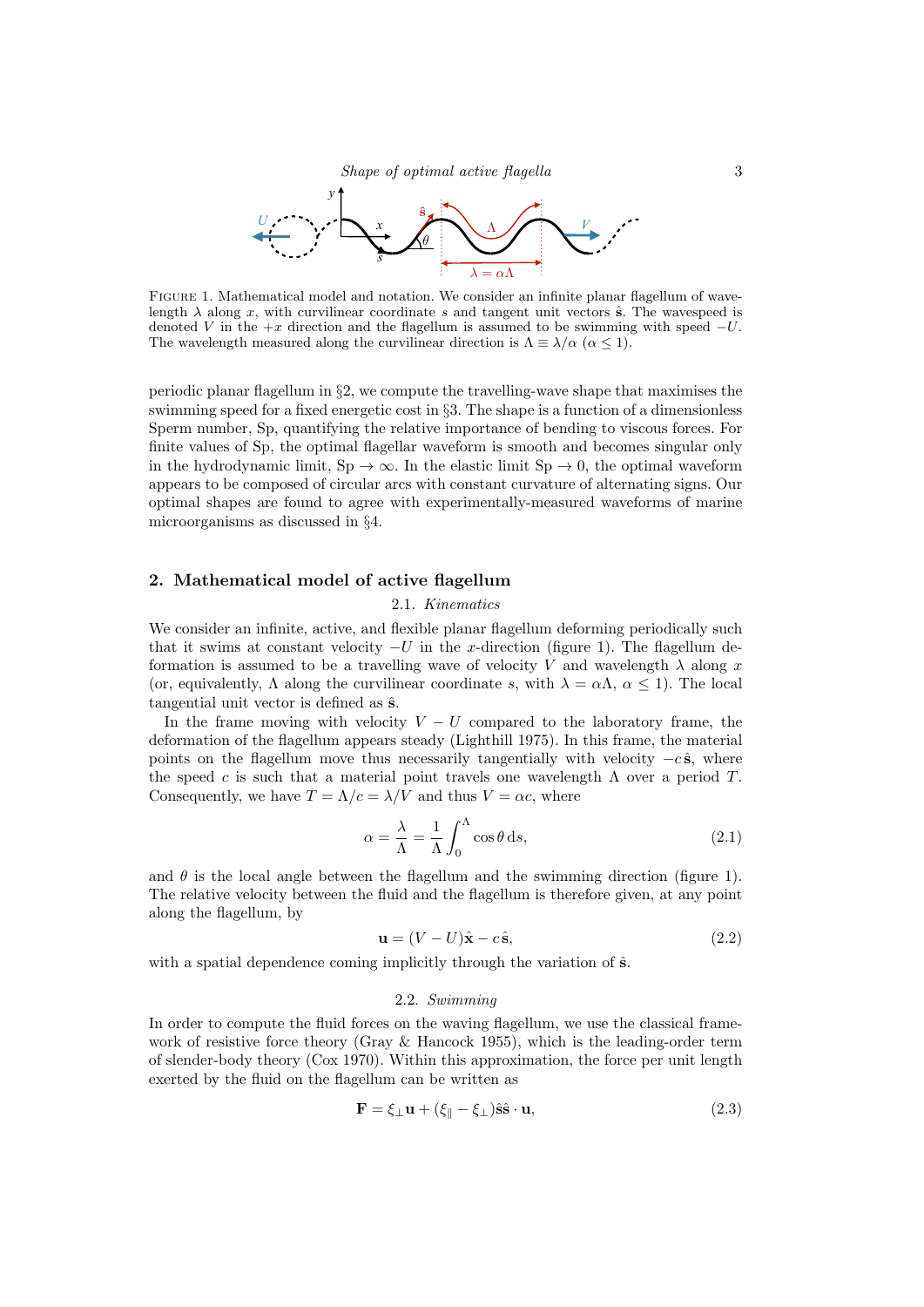FIGURE 1. Mathematical model and notation. We consider an infinite planar flagellum of wavelength $\lambda$ along $x$, with curvilinear coordinate $s$ and tangent unit vectors $\hat{\mathbf{s}}$. The wavespeed is denoted $V$ in the $+x$ direction and the flagellum is assumed to be swimming with speed $-U$. The wavelength measured along the curvilinear direction is $\Lambda \equiv \lambda/\alpha$ ($\alpha \leq 1$).

periodic planar flagellum in §2, we compute the travelling-wave shape that maximises the swimming speed for a fixed energetic cost in §3. The shape is a function of a dimensionless Sperm number, Sp, quantifying the relative importance of bending to viscous forces. For finite values of Sp, the optimal flagellar waveform is smooth and becomes singular only in the hydrodynamic limit, $\text{Sp} \to \infty$. In the elastic limit $\text{Sp} \to 0$, the optimal waveform appears to be composed of circular arcs with constant curvature of alternating signs. Our optimal shapes are found to agree with experimentally-measured waveforms of marine microorganisms as discussed in §4.

## 2. Mathematical model of active flagellum

### 2.1. *Kinematics*

We consider an infinite, active, and flexible planar flagellum deforming periodically such that it swims at constant velocity $-U$ in the $x$-direction (figure 1). The flagellum deformation is assumed to be a travelling wave of velocity $V$ and wavelength $\lambda$ along $x$ (or, equivalently, $\Lambda$ along the curvilinear coordinate $s$, with $\lambda = \alpha\Lambda$, $\alpha \leq 1$). The local tangential unit vector is defined as $\hat{\mathbf{s}}$.

In the frame moving with velocity $V - U$ compared to the laboratory frame, the deformation of the flagellum appears steady (Lighthill 1975). In this frame, the material points on the flagellum move thus necessarily tangentially with velocity $-c\,\hat{\mathbf{s}}$, where the speed $c$ is such that a material point travels one wavelength $\Lambda$ over a period $T$. Consequently, we have $T = \Lambda/c = \lambda/V$ and thus $V = \alpha c$, where

$$\alpha = \frac{\lambda}{\Lambda} = \frac{1}{\Lambda}\int_0^\Lambda \cos\theta \,\mathrm{d}s, \tag{2.1}$$

and $\theta$ is the local angle between the flagellum and the swimming direction (figure 1). The relative velocity between the fluid and the flagellum is therefore given, at any point along the flagellum, by

$$\mathbf{u} = (V - U)\hat{\mathbf{x}} - c\,\hat{\mathbf{s}}, \tag{2.2}$$

with a spatial dependence coming implicitly through the variation of $\hat{\mathbf{s}}$.

### 2.2. *Swimming*

In order to compute the fluid forces on the waving flagellum, we use the classical framework of resistive force theory (Gray & Hancock 1955), which is the leading-order term of slender-body theory (Cox 1970). Within this approximation, the force per unit length exerted by the fluid on the flagellum can be written as

$$\mathbf{F} = \xi_\perp \mathbf{u} + (\xi_\parallel - \xi_\perp)\hat{\mathbf{s}}\hat{\mathbf{s}} \cdot \mathbf{u}, \tag{2.3}$$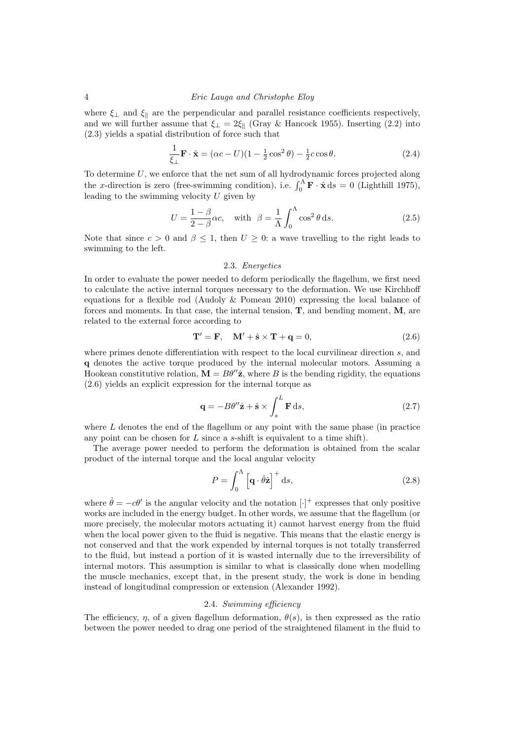where $\xi_\perp$ and $\xi_\parallel$ are the perpendicular and parallel resistance coefficients respectively, and we will further assume that $\xi_\perp = 2\xi_\parallel$ (Gray & Hancock 1955). Inserting (2.2) into (2.3) yields a spatial distribution of force such that

$$\frac{1}{\xi_\perp}\mathbf{F}\cdot\hat{\mathbf{x}} = (\alpha c - U)(1 - \tfrac{1}{2}\cos^2\theta) - \tfrac{1}{2}c\cos\theta. \tag{2.4}$$

To determine $U$, we enforce that the net sum of all hydrodynamic forces projected along the $x$-direction is zero (free-swimming condition), i.e. $\int_0^\Lambda \mathbf{F}\cdot\hat{\mathbf{x}}\,\mathrm{d}s = 0$ (Lighthill 1975), leading to the swimming velocity $U$ given by

$$U = \frac{1-\beta}{2-\beta}\alpha c, \quad \text{with} \quad \beta = \frac{1}{\Lambda}\int_0^\Lambda \cos^2\theta\,\mathrm{d}s. \tag{2.5}$$

Note that since $c > 0$ and $\beta \leq 1$, then $U \geq 0$: a wave travelling to the right leads to swimming to the left.

### 2.3. *Energetics*

In order to evaluate the power needed to deform periodically the flagellum, we first need to calculate the active internal torques necessary to the deformation. We use Kirchhoff equations for a flexible rod (Audoly & Pomeau 2010) expressing the local balance of forces and moments. In that case, the internal tension, $\mathbf{T}$, and bending moment, $\mathbf{M}$, are related to the external force according to

$$\mathbf{T}' = \mathbf{F}, \quad \mathbf{M}' + \hat{\mathbf{s}}\times\mathbf{T} + \mathbf{q} = 0, \tag{2.6}$$

where primes denote differentiation with respect to the local curvilinear direction $s$, and $\mathbf{q}$ denotes the active torque produced by the internal molecular motors. Assuming a Hookean constitutive relation, $\mathbf{M} = B\theta''\hat{\mathbf{z}}$, where $B$ is the bending rigidity, the equations (2.6) yields an explicit expression for the internal torque as

$$\mathbf{q} = -B\theta''\hat{\mathbf{z}} + \hat{\mathbf{s}}\times\int_s^L \mathbf{F}\,\mathrm{d}s, \tag{2.7}$$

where $L$ denotes the end of the flagellum or any point with the same phase (in practice any point can be chosen for $L$ since a $s$-shift is equivalent to a time shift).

The average power needed to perform the deformation is obtained from the scalar product of the internal torque and the local angular velocity

$$P = \int_0^\Lambda \left[\mathbf{q}\cdot\dot{\theta}\hat{\mathbf{z}}\right]^+ \mathrm{d}s, \tag{2.8}$$

where $\dot{\theta} = -c\theta'$ is the angular velocity and the notation $[\cdot]^+$ expresses that only positive works are included in the energy budget. In other words, we assume that the flagellum (or more precisely, the molecular motors actuating it) cannot harvest energy from the fluid when the local power given to the fluid is negative. This means that the elastic energy is not conserved and that the work expended by internal torques is not totally transferred to the fluid, but instead a portion of it is wasted internally due to the irreversibility of internal motors. This assumption is similar to what is classically done when modelling the muscle mechanics, except that, in the present study, the work is done in bending instead of longitudinal compression or extension (Alexander 1992).

### 2.4. *Swimming efficiency*

The efficiency, $\eta$, of a given flagellum deformation, $\theta(s)$, is then expressed as the ratio between the power needed to drag one period of the straightened filament in the fluid to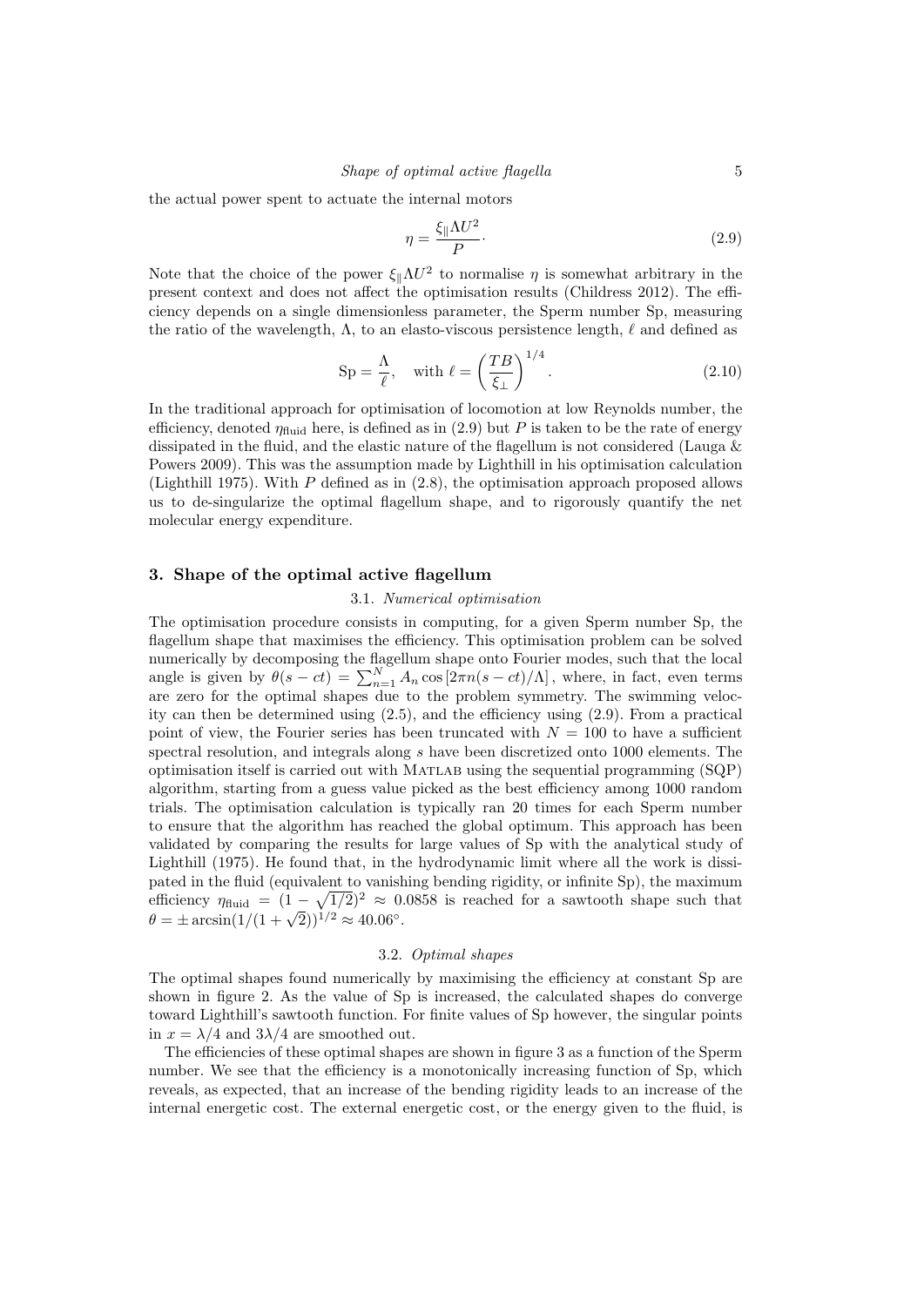the actual power spent to actuate the internal motors

$$\eta = \frac{\xi_\parallel \Lambda U^2}{P}\cdot \tag{2.9}$$

Note that the choice of the power $\xi_\parallel \Lambda U^2$ to normalise $\eta$ is somewhat arbitrary in the present context and does not affect the optimisation results (Childress 2012). The efficiency depends on a single dimensionless parameter, the Sperm number Sp, measuring the ratio of the wavelength, $\Lambda$, to an elasto-viscous persistence length, $\ell$ and defined as

$$\mathrm{Sp} = \frac{\Lambda}{\ell}, \quad \text{with } \ell = \left(\frac{TB}{\xi_\perp}\right)^{1/4}. \tag{2.10}$$

In the traditional approach for optimisation of locomotion at low Reynolds number, the efficiency, denoted $\eta_{\text{fluid}}$ here, is defined as in (2.9) but $P$ is taken to be the rate of energy dissipated in the fluid, and the elastic nature of the flagellum is not considered (Lauga & Powers 2009). This was the assumption made by Lighthill in his optimisation calculation (Lighthill 1975). With $P$ defined as in (2.8), the optimisation approach proposed allows us to de-singularize the optimal flagellum shape, and to rigorously quantify the net molecular energy expenditure.

## 3. Shape of the optimal active flagellum

### 3.1. *Numerical optimisation*

The optimisation procedure consists in computing, for a given Sperm number Sp, the flagellum shape that maximises the efficiency. This optimisation problem can be solved numerically by decomposing the flagellum shape onto Fourier modes, such that the local angle is given by $\theta(s - ct) = \sum_{n=1}^{N} A_n \cos\left[2\pi n(s - ct)/\Lambda\right]$, where, in fact, even terms are zero for the optimal shapes due to the problem symmetry. The swimming velocity can then be determined using (2.5), and the efficiency using (2.9). From a practical point of view, the Fourier series has been truncated with $N = 100$ to have a sufficient spectral resolution, and integrals along $s$ have been discretized onto 1000 elements. The optimisation itself is carried out with Matlab using the sequential programming (SQP) algorithm, starting from a guess value picked as the best efficiency among 1000 random trials. The optimisation calculation is typically ran 20 times for each Sperm number to ensure that the algorithm has reached the global optimum. This approach has been validated by comparing the results for large values of Sp with the analytical study of Lighthill (1975). He found that, in the hydrodynamic limit where all the work is dissipated in the fluid (equivalent to vanishing bending rigidity, or infinite Sp), the maximum efficiency $\eta_{\text{fluid}} = (1 - \sqrt{1/2})^2 \approx 0.0858$ is reached for a sawtooth shape such that $\theta = \pm \arcsin(1/(1+\sqrt{2}))^{1/2} \approx 40.06°$.

### 3.2. *Optimal shapes*

The optimal shapes found numerically by maximising the efficiency at constant Sp are shown in figure 2. As the value of Sp is increased, the calculated shapes do converge toward Lighthill's sawtooth function. For finite values of Sp however, the singular points in $x = \lambda/4$ and $3\lambda/4$ are smoothed out.

The efficiencies of these optimal shapes are shown in figure 3 as a function of the Sperm number. We see that the efficiency is a monotonically increasing function of Sp, which reveals, as expected, that an increase of the bending rigidity leads to an increase of the internal energetic cost. The external energetic cost, or the energy given to the fluid, is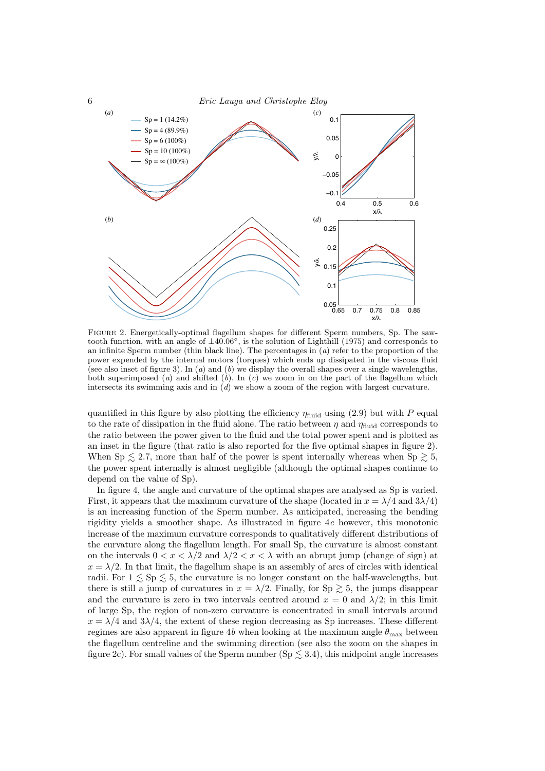FIGURE 2. Energetically-optimal flagellum shapes for different Sperm numbers, Sp. The saw-tooth function, with an angle of $\pm 40.06^\circ$, is the solution of Lighthill (1975) and corresponds to an infinite Sperm number (thin black line). The percentages in (*a*) refer to the proportion of the power expended by the internal motors (torques) which ends up dissipated in the viscous fluid (see also inset of figure 3). In (*a*) and (*b*) we display the overall shapes over a single wavelengths, both superimposed (*a*) and shifted (*b*). In (*c*) we zoom in on the part of the flagellum which intersects its swimming axis and in (*d*) we show a zoom of the region with largest curvature.

quantified in this figure by also plotting the efficiency $\eta_{\text{fluid}}$ using (2.9) but with $P$ equal to the rate of dissipation in the fluid alone. The ratio between $\eta$ and $\eta_{\text{fluid}}$ corresponds to the ratio between the power given to the fluid and the total power spent and is plotted as an inset in the figure (that ratio is also reported for the five optimal shapes in figure 2). When $\text{Sp} \lesssim 2.7$, more than half of the power is spent internally whereas when $\text{Sp} \gtrsim 5$, the power spent internally is almost negligible (although the optimal shapes continue to depend on the value of Sp).

In figure 4, the angle and curvature of the optimal shapes are analysed as Sp is varied. First, it appears that the maximum curvature of the shape (located in $x = \lambda/4$ and $3\lambda/4$) is an increasing function of the Sperm number. As anticipated, increasing the bending rigidity yields a smoother shape. As illustrated in figure 4*c* however, this monotonic increase of the maximum curvature corresponds to qualitatively different distributions of the curvature along the flagellum length. For small Sp, the curvature is almost constant on the intervals $0 < x < \lambda/2$ and $\lambda/2 < x < \lambda$ with an abrupt jump (change of sign) at $x = \lambda/2$. In that limit, the flagellum shape is an assembly of arcs of circles with identical radii. For $1 \lesssim \text{Sp} \lesssim 5$, the curvature is no longer constant on the half-wavelengths, but there is still a jump of curvatures in $x = \lambda/2$. Finally, for $\text{Sp} \gtrsim 5$, the jumps disappear and the curvature is zero in two intervals centred around $x = 0$ and $\lambda/2$; in this limit of large Sp, the region of non-zero curvature is concentrated in small intervals around $x = \lambda/4$ and $3\lambda/4$, the extent of these region decreasing as Sp increases. These different regimes are also apparent in figure 4*b* when looking at the maximum angle $\theta_{\max}$ between the flagellum centreline and the swimming direction (see also the zoom on the shapes in figure 2c). For small values of the Sperm number ($\text{Sp} \lesssim 3.4$), this midpoint angle increases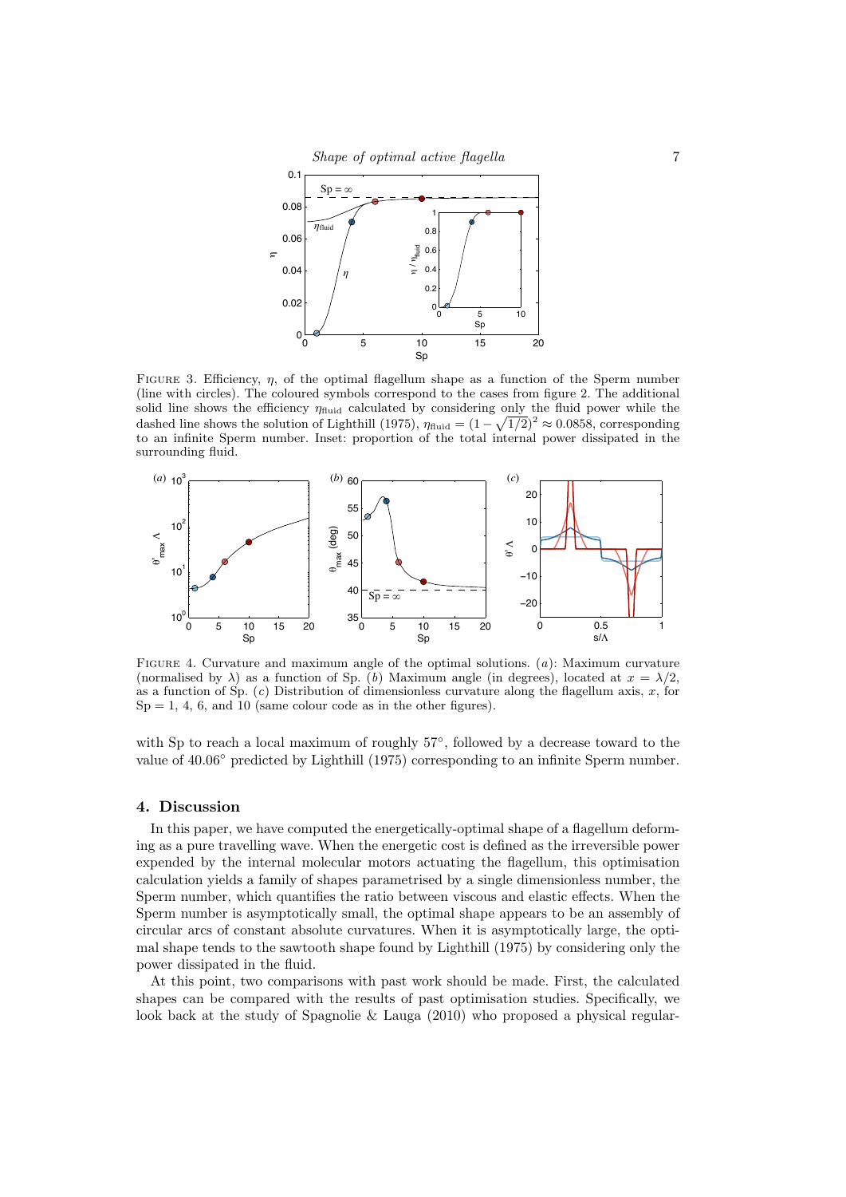FIGURE 3. Efficiency, $\eta$, of the optimal flagellum shape as a function of the Sperm number (line with circles). The coloured symbols correspond to the cases from figure 2. The additional solid line shows the efficiency $\eta_{\mathrm{fluid}}$ calculated by considering only the fluid power while the dashed line shows the solution of Lighthill (1975), $\eta_{\mathrm{fluid}} = (1-\sqrt{1/2})^2 \approx 0.0858$, corresponding to an infinite Sperm number. Inset: proportion of the total internal power dissipated in the surrounding fluid.

FIGURE 4. Curvature and maximum angle of the optimal solutions. ($a$): Maximum curvature (normalised by $\lambda$) as a function of Sp. ($b$) Maximum angle (in degrees), located at $x = \lambda/2$, as a function of Sp. ($c$) Distribution of dimensionless curvature along the flagellum axis, $x$, for Sp = 1, 4, 6, and 10 (same colour code as in the other figures).

with Sp to reach a local maximum of roughly 57°, followed by a decrease toward to the value of 40.06° predicted by Lighthill (1975) corresponding to an infinite Sperm number.

## 4. Discussion

In this paper, we have computed the energetically-optimal shape of a flagellum deforming as a pure travelling wave. When the energetic cost is defined as the irreversible power expended by the internal molecular motors actuating the flagellum, this optimisation calculation yields a family of shapes parametrised by a single dimensionless number, the Sperm number, which quantifies the ratio between viscous and elastic effects. When the Sperm number is asymptotically small, the optimal shape appears to be an assembly of circular arcs of constant absolute curvatures. When it is asymptotically large, the optimal shape tends to the sawtooth shape found by Lighthill (1975) by considering only the power dissipated in the fluid.

At this point, two comparisons with past work should be made. First, the calculated shapes can be compared with the results of past optimisation studies. Specifically, we look back at the study of Spagnolie & Lauga (2010) who proposed a physical regular-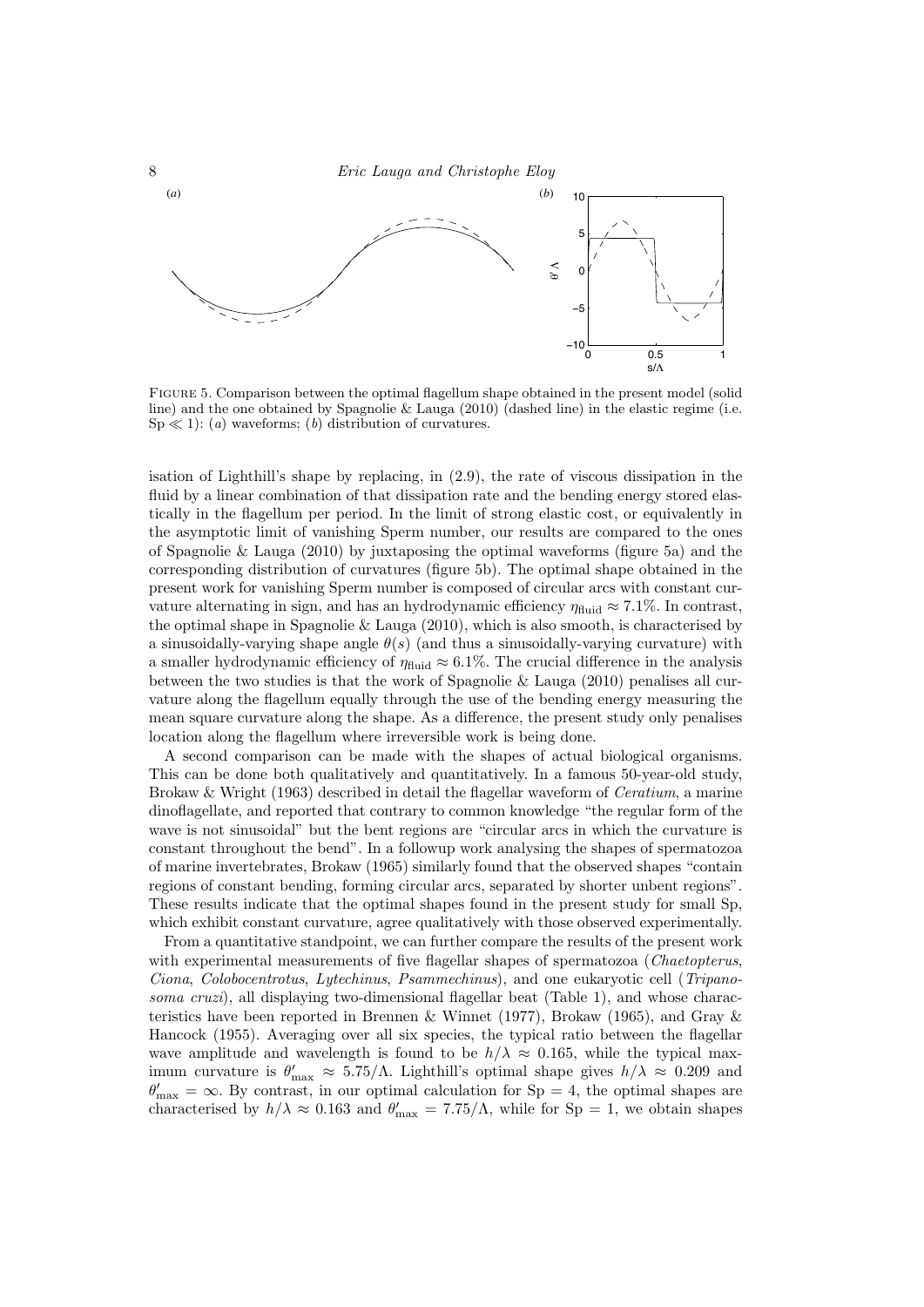FIGURE 5. Comparison between the optimal flagellum shape obtained in the present model (solid line) and the one obtained by Spagnolie & Lauga (2010) (dashed line) in the elastic regime (i.e. $\mathrm{Sp} \ll 1$): (*a*) waveforms; (*b*) distribution of curvatures.

isation of Lighthill's shape by replacing, in (2.9), the rate of viscous dissipation in the fluid by a linear combination of that dissipation rate and the bending energy stored elastically in the flagellum per period. In the limit of strong elastic cost, or equivalently in the asymptotic limit of vanishing Sperm number, our results are compared to the ones of Spagnolie & Lauga (2010) by juxtaposing the optimal waveforms (figure 5a) and the corresponding distribution of curvatures (figure 5b). The optimal shape obtained in the present work for vanishing Sperm number is composed of circular arcs with constant curvature alternating in sign, and has an hydrodynamic efficiency $\eta_{\text{fluid}} \approx 7.1\%$. In contrast, the optimal shape in Spagnolie & Lauga (2010), which is also smooth, is characterised by a sinusoidally-varying shape angle $\theta(s)$ (and thus a sinusoidally-varying curvature) with a smaller hydrodynamic efficiency of $\eta_{\text{fluid}} \approx 6.1\%$. The crucial difference in the analysis between the two studies is that the work of Spagnolie & Lauga (2010) penalises all curvature along the flagellum equally through the use of the bending energy measuring the mean square curvature along the shape. As a difference, the present study only penalises location along the flagellum where irreversible work is being done.

A second comparison can be made with the shapes of actual biological organisms. This can be done both qualitatively and quantitatively. In a famous 50-year-old study, Brokaw & Wright (1963) described in detail the flagellar waveform of *Ceratium*, a marine dinoflagellate, and reported that contrary to common knowledge "the regular form of the wave is not sinusoidal" but the bent regions are "circular arcs in which the curvature is constant throughout the bend". In a followup work analysing the shapes of spermatozoa of marine invertebrates, Brokaw (1965) similarly found that the observed shapes "contain regions of constant bending, forming circular arcs, separated by shorter unbent regions". These results indicate that the optimal shapes found in the present study for small Sp, which exhibit constant curvature, agree qualitatively with those observed experimentally.

From a quantitative standpoint, we can further compare the results of the present work with experimental measurements of five flagellar shapes of spermatozoa (*Chaetopterus*, *Ciona*, *Colobocentrotus*, *Lytechinus*, *Psammechinus*), and one eukaryotic cell (*Tripanosoma cruzi*), all displaying two-dimensional flagellar beat (Table 1), and whose characteristics have been reported in Brennen & Winnet (1977), Brokaw (1965), and Gray & Hancock (1955). Averaging over all six species, the typical ratio between the flagellar wave amplitude and wavelength is found to be $h/\lambda \approx 0.165$, while the typical maximum curvature is $\theta'_{\max} \approx 5.75/\Lambda$. Lighthill's optimal shape gives $h/\lambda \approx 0.209$ and $\theta'_{\max} = \infty$. By contrast, in our optimal calculation for $\mathrm{Sp} = 4$, the optimal shapes are characterised by $h/\lambda \approx 0.163$ and $\theta'_{\max} = 7.75/\Lambda$, while for $\mathrm{Sp} = 1$, we obtain shapes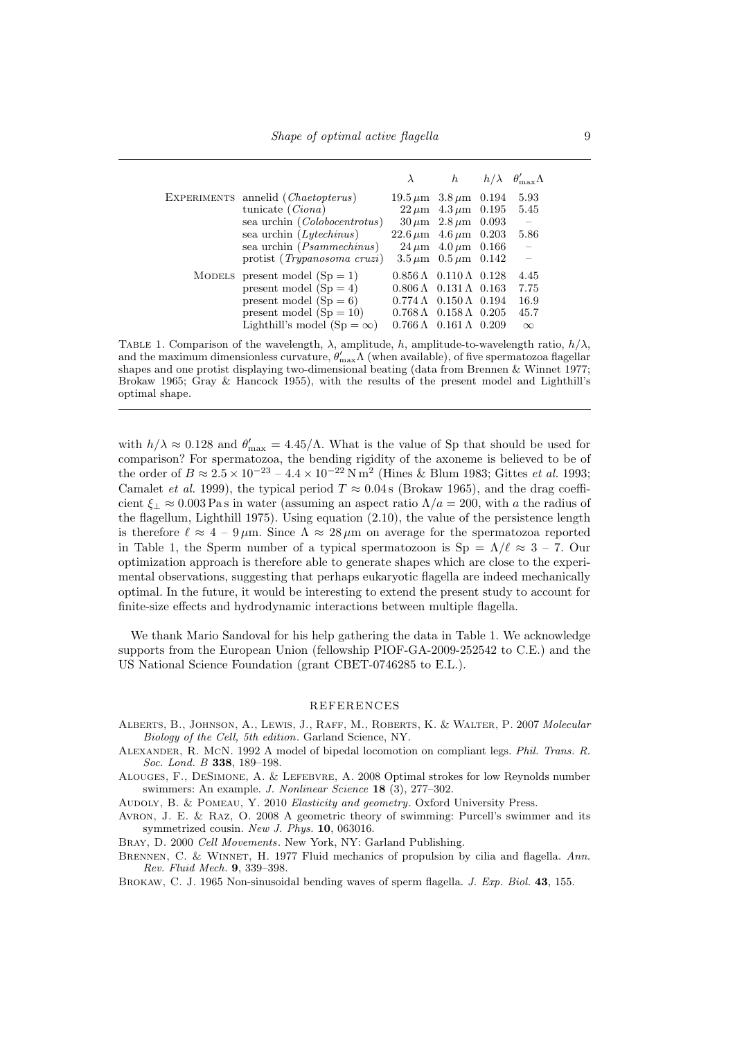| | | $\lambda$ | $h$ | $h/\lambda$ | $\theta'_{\max}\Lambda$ |
|---|---|---|---|---|---|
| EXPERIMENTS | annelid (*Chaetopterus*) | $19.5\,\mu$m | $3.8\,\mu$m | 0.194 | 5.93 |
| | tunicate (*Ciona*) | $22\,\mu$m | $4.3\,\mu$m | 0.195 | 5.45 |
| | sea urchin (*Colobocentrotus*) | $30\,\mu$m | $2.8\,\mu$m | 0.093 | – |
| | sea urchin (*Lytechinus*) | $22.6\,\mu$m | $4.6\,\mu$m | 0.203 | 5.86 |
| | sea urchin (*Psammechinus*) | $24\,\mu$m | $4.0\,\mu$m | 0.166 | – |
| | protist (*Trypanosoma cruzi*) | $3.5\,\mu$m | $0.5\,\mu$m | 0.142 | – |
| MODELS | present model (Sp = 1) | $0.856\,\Lambda$ | $0.110\,\Lambda$ | 0.128 | 4.45 |
| | present model (Sp = 4) | $0.806\,\Lambda$ | $0.131\,\Lambda$ | 0.163 | 7.75 |
| | present model (Sp = 6) | $0.774\,\Lambda$ | $0.150\,\Lambda$ | 0.194 | 16.9 |
| | present model (Sp = 10) | $0.768\,\Lambda$ | $0.158\,\Lambda$ | 0.205 | 45.7 |
| | Lighthill's model (Sp = $\infty$) | $0.766\,\Lambda$ | $0.161\,\Lambda$ | 0.209 | $\infty$ |

TABLE 1. Comparison of the wavelength, $\lambda$, amplitude, $h$, amplitude-to-wavelength ratio, $h/\lambda$, and the maximum dimensionless curvature, $\theta'_{\max}\Lambda$ (when available), of five spermatozoa flagellar shapes and one protist displaying two-dimensional beating (data from Brennen & Winnet 1977; Brokaw 1965; Gray & Hancock 1955), with the results of the present model and Lighthill's optimal shape.

with $h/\lambda \approx 0.128$ and $\theta'_{\max} = 4.45/\Lambda$. What is the value of Sp that should be used for comparison? For spermatozoa, the bending rigidity of the axoneme is believed to be of the order of $B \approx 2.5 \times 10^{-23}$ – $4.4 \times 10^{-22}\,\mathrm{N\,m^2}$ (Hines & Blum 1983; Gittes *et al.* 1993; Camalet *et al.* 1999), the typical period $T \approx 0.04\,\mathrm{s}$ (Brokaw 1965), and the drag coefficient $\xi_\perp \approx 0.003\,\mathrm{Pa\,s}$ in water (assuming an aspect ratio $\Lambda/a = 200$, with $a$ the radius of the flagellum, Lighthill 1975). Using equation (2.10), the value of the persistence length is therefore $\ell \approx 4$ – $9\,\mu$m. Since $\Lambda \approx 28\,\mu$m on average for the spermatozoa reported in Table 1, the Sperm number of a typical spermatozoon is $\mathrm{Sp} = \Lambda/\ell \approx 3$ – $7$. Our optimization approach is therefore able to generate shapes which are close to the experimental observations, suggesting that perhaps eukaryotic flagella are indeed mechanically optimal. In the future, it would be interesting to extend the present study to account for finite-size effects and hydrodynamic interactions between multiple flagella.

We thank Mario Sandoval for his help gathering the data in Table 1. We acknowledge supports from the European Union (fellowship PIOF-GA-2009-252542 to C.E.) and the US National Science Foundation (grant CBET-0746285 to E.L.).

## REFERENCES

ALBERTS, B., JOHNSON, A., LEWIS, J., RAFF, M., ROBERTS, K. & WALTER, P. 2007 *Molecular Biology of the Cell, 5th edition*. Garland Science, NY.

ALEXANDER, R. MCN. 1992 A model of bipedal locomotion on compliant legs. *Phil. Trans. R. Soc. Lond. B* **338**, 189–198.

ALOUGES, F., DESIMONE, A. & LEFEBVRE, A. 2008 Optimal strokes for low Reynolds number swimmers: An example. *J. Nonlinear Science* **18** (3), 277–302.

AUDOLY, B. & POMEAU, Y. 2010 *Elasticity and geometry*. Oxford University Press.

AVRON, J. E. & RAZ, O. 2008 A geometric theory of swimming: Purcell's swimmer and its symmetrized cousin. *New J. Phys.* **10**, 063016.

BRAY, D. 2000 *Cell Movements*. New York, NY: Garland Publishing.

BRENNEN, C. & WINNET, H. 1977 Fluid mechanics of propulsion by cilia and flagella. *Ann. Rev. Fluid Mech.* **9**, 339–398.

BROKAW, C. J. 1965 Non-sinusoidal bending waves of sperm flagella. *J. Exp. Biol.* **43**, 155.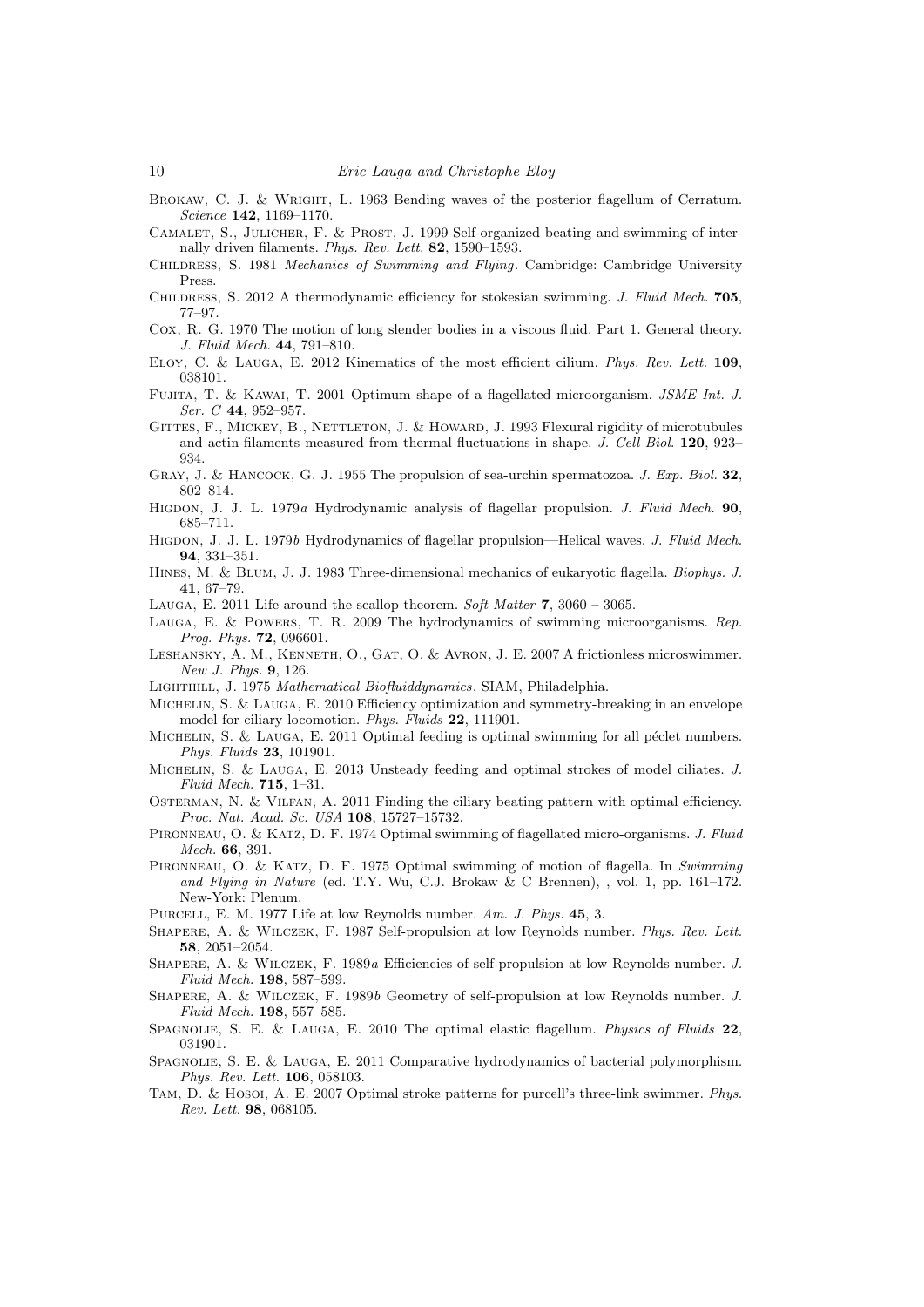Brokaw, C. J. & Wright, L. 1963 Bending waves of the posterior flagellum of Cerratum. *Science* **142**, 1169–1170.

Camalet, S., Julicher, F. & Prost, J. 1999 Self-organized beating and swimming of internally driven filaments. *Phys. Rev. Lett.* **82**, 1590–1593.

Childress, S. 1981 *Mechanics of Swimming and Flying*. Cambridge: Cambridge University Press.

Childress, S. 2012 A thermodynamic efficiency for stokesian swimming. *J. Fluid Mech.* **705**, 77–97.

Cox, R. G. 1970 The motion of long slender bodies in a viscous fluid. Part 1. General theory. *J. Fluid Mech.* **44**, 791–810.

Eloy, C. & Lauga, E. 2012 Kinematics of the most efficient cilium. *Phys. Rev. Lett.* **109**, 038101.

Fujita, T. & Kawai, T. 2001 Optimum shape of a flagellated microorganism. *JSME Int. J. Ser. C* **44**, 952–957.

Gittes, F., Mickey, B., Nettleton, J. & Howard, J. 1993 Flexural rigidity of microtubules and actin-filaments measured from thermal fluctuations in shape. *J. Cell Biol.* **120**, 923–934.

Gray, J. & Hancock, G. J. 1955 The propulsion of sea-urchin spermatozoa. *J. Exp. Biol.* **32**, 802–814.

Higdon, J. J. L. 1979*a* Hydrodynamic analysis of flagellar propulsion. *J. Fluid Mech.* **90**, 685–711.

Higdon, J. J. L. 1979*b* Hydrodynamics of flagellar propulsion—Helical waves. *J. Fluid Mech.* **94**, 331–351.

Hines, M. & Blum, J. J. 1983 Three-dimensional mechanics of eukaryotic flagella. *Biophys. J.* **41**, 67–79.

Lauga, E. 2011 Life around the scallop theorem. *Soft Matter* **7**, 3060 – 3065.

Lauga, E. & Powers, T. R. 2009 The hydrodynamics of swimming microorganisms. *Rep. Prog. Phys.* **72**, 096601.

Leshansky, A. M., Kenneth, O., Gat, O. & Avron, J. E. 2007 A frictionless microswimmer. *New J. Phys.* **9**, 126.

Lighthill, J. 1975 *Mathematical Biofluiddynamics*. SIAM, Philadelphia.

Michelin, S. & Lauga, E. 2010 Efficiency optimization and symmetry-breaking in an envelope model for ciliary locomotion. *Phys. Fluids* **22**, 111901.

Michelin, S. & Lauga, E. 2011 Optimal feeding is optimal swimming for all péclet numbers. *Phys. Fluids* **23**, 101901.

Michelin, S. & Lauga, E. 2013 Unsteady feeding and optimal strokes of model ciliates. *J. Fluid Mech.* **715**, 1–31.

Osterman, N. & Vilfan, A. 2011 Finding the ciliary beating pattern with optimal efficiency. *Proc. Nat. Acad. Sc. USA* **108**, 15727–15732.

Pironneau, O. & Katz, D. F. 1974 Optimal swimming of flagellated micro-organisms. *J. Fluid Mech.* **66**, 391.

Pironneau, O. & Katz, D. F. 1975 Optimal swimming of motion of flagella. In *Swimming and Flying in Nature* (ed. T.Y. Wu, C.J. Brokaw & C Brennen), , vol. 1, pp. 161–172. New-York: Plenum.

Purcell, E. M. 1977 Life at low Reynolds number. *Am. J. Phys.* **45**, 3.

Shapere, A. & Wilczek, F. 1987 Self-propulsion at low Reynolds number. *Phys. Rev. Lett.* **58**, 2051–2054.

Shapere, A. & Wilczek, F. 1989*a* Efficiencies of self-propulsion at low Reynolds number. *J. Fluid Mech.* **198**, 587–599.

Shapere, A. & Wilczek, F. 1989*b* Geometry of self-propulsion at low Reynolds number. *J. Fluid Mech.* **198**, 557–585.

Spagnolie, S. E. & Lauga, E. 2010 The optimal elastic flagellum. *Physics of Fluids* **22**, 031901.

Spagnolie, S. E. & Lauga, E. 2011 Comparative hydrodynamics of bacterial polymorphism. *Phys. Rev. Lett.* **106**, 058103.

Tam, D. & Hosoi, A. E. 2007 Optimal stroke patterns for purcell's three-link swimmer. *Phys. Rev. Lett.* **98**, 068105.